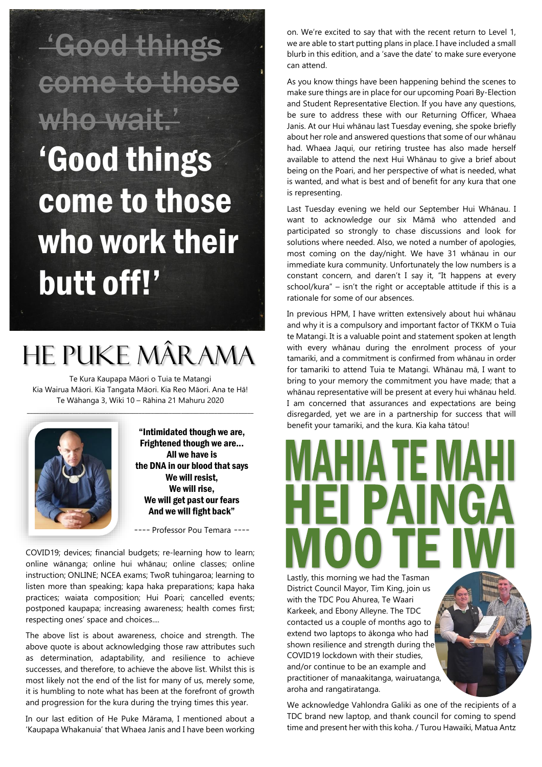~~'Good things come to those who wait.'~~

'Good things come to those who work their butt off!'

# HE PUKE MÂRAMA

Te Kura Kaupapa Māori o Tuia te Matangi
Kia Wairua Māori. Kia Tangata Māori. Kia Reo Māori. Ana te Hā!
Te Wāhanga 3, Wiki 10 – Rāhina 21 Mahuru 2020

**"Intimidated though we are,
Frightened though we are…
All we have is
the DNA in our blood that says
We will resist,
We will rise,
We will get past our fears
And we will fight back"**

---- Professor Pou Temara ----

COVID19; devices; financial budgets; re-learning how to learn; online wānanga; online hui whānau; online classes; online instruction; ONLINE; NCEA exams; TwoR tuhingaroa; learning to listen more than speaking; kapa haka preparations; kapa haka practices; waiata composition; Hui Poari; cancelled events; postponed kaupapa; increasing awareness; health comes first; respecting ones' space and choices....

The above list is about awareness, choice and strength. The above quote is about acknowledging those raw attributes such as determination, adaptability, and resilience to achieve successes, and therefore, to achieve the above list. Whilst this is most likely not the end of the list for many of us, merely some, it is humbling to note what has been at the forefront of growth and progression for the kura during the trying times this year.

In our last edition of He Puke Mārama, I mentioned about a 'Kaupapa Whakanuia' that Whaea Janis and I have been working on. We're excited to say that with the recent return to Level 1, we are able to start putting plans in place. I have included a small blurb in this edition, and a 'save the date' to make sure everyone can attend.

As you know things have been happening behind the scenes to make sure things are in place for our upcoming Poari By-Election and Student Representative Election. If you have any questions, be sure to address these with our Returning Officer, Whaea Janis. At our Hui whānau last Tuesday evening, she spoke briefly about her role and answered questions that some of our whānau had. Whaea Jaqui, our retiring trustee has also made herself available to attend the next Hui Whānau to give a brief about being on the Poari, and her perspective of what is needed, what is wanted, and what is best and of benefit for any kura that one is representing.

Last Tuesday evening we held our September Hui Whānau. I want to acknowledge our six Māmā who attended and participated so strongly to chase discussions and look for solutions where needed. Also, we noted a number of apologies, most coming on the day/night. We have 31 whānau in our immediate kura community. Unfortunately the low numbers is a constant concern, and daren't I say it, "It happens at every school/kura" – isn't the right or acceptable attitude if this is a rationale for some of our absences.

In previous HPM, I have written extensively about hui whānau and why it is a compulsory and important factor of TKKM o Tuia te Matangi. It is a valuable point and statement spoken at length with every whānau during the enrolment process of your tamariki, and a commitment is confirmed from whānau in order for tamariki to attend Tuia te Matangi. Whānau mā, I want to bring to your memory the commitment you have made; that a whānau representative will be present at every hui whānau held. I am concerned that assurances and expectations are being disregarded, yet we are in a partnership for success that will benefit your tamariki, and the kura. Kia kaha tātou!

## MAHIA TE MAHI HEI PAINGA MOO TE IWI

Lastly, this morning we had the Tasman District Council Mayor, Tim King, join us with the TDC Pou Ahurea, Te Waari Karkeek, and Ebony Alleyne. The TDC contacted us a couple of months ago to extend two laptops to ākonga who had shown resilience and strength during the COVID19 lockdown with their studies, and/or continue to be an example and practitioner of manaakitanga, wairuatanga, aroha and rangatiratanga.

We acknowledge Vahlondra Galiki as one of the recipients of a TDC brand new laptop, and thank council for coming to spend time and present her with this koha. / Turou Hawaiki, Matua Antz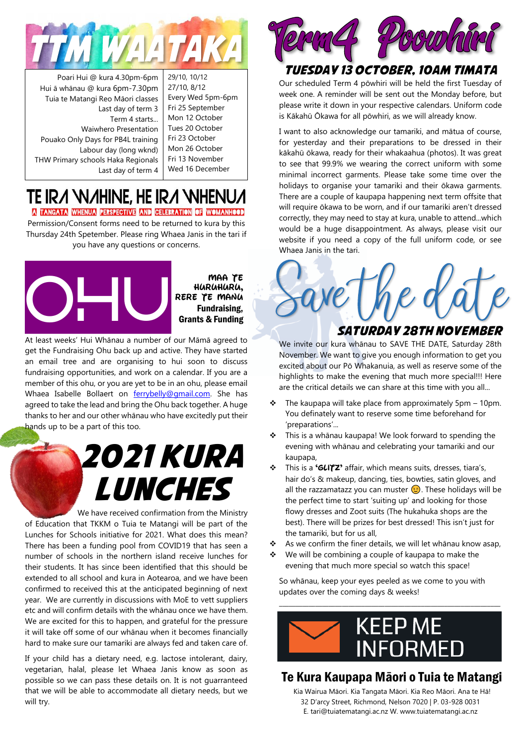# TTM WAATAKA

| | |
|---|---|
| Poari Hui @ kura 4.30pm-6pm | 29/10, 10/12 |
| Hui ā whānau @ kura 6pm-7.30pm | 27/10, 8/12 |
| Tuia te Matangi Reo Māori classes | Every Wed 5pm-6pm |
| Last day of term 3 | Fri 25 September |
| Term 4 starts... | Mon 12 October |
| Waiwhero Presentation | Tues 20 October |
| Pouako Only Days for PB4L training | Fri 23 October |
| Labour day (long wknd) | Mon 26 October |
| THW Primary schools Haka Regionals | Fri 13 November |
| Last day of term 4 | Wed 16 December |

# TE IRA WAHINE, HE IRA WHENUA

**A TANGATA WHENUA PERSPECTIVE AND CELEBRATION OF WOMANHOOD**

Permission/Consent forms need to be returned to kura by this Thursday 24th Spetember. Please ring Whaea Janis in the tari if you have any questions or concerns.

# OHU

**MAA TE HURUHURU, RERE TE MANU**

**Fundraising, Grants & Funding**

At least weeks' Hui Whānau a number of our Māmā agreed to get the Fundraising Ohu back up and active. They have started an email tree and are organising to hui soon to discuss fundraising opportunities, and work on a calendar. If you are a member of this ohu, or you are yet to be in an ohu, please email Whaea Isabelle Bollaert on ferrybelly@gmail.com. She has agreed to take the lead and bring the Ohu back together. A huge thanks to her and our other whānau who have excitedly put their hands up to be a part of this too.

# 2021 KURA LUNCHES

We have received confirmation from the Ministry of Education that TKKM o Tuia te Matangi will be part of the Lunches for Schools initiative for 2021. What does this mean? There has been a funding pool from COVID19 that has seen a number of schools in the northern island receive lunches for their students. It has since been identified that this should be extended to all school and kura in Aotearoa, and we have been confirmed to received this at the anticipated beginning of next year. We are currently in discussions with MoE to vett suppliers etc and will confirm details with the whānau once we have them. We are excited for this to happen, and grateful for the pressure it will take off some of our whānau when it becomes financially hard to make sure our tamariki are always fed and taken care of.

If your child has a dietary need, e.g. lactose intolerant, dairy, vegetarian, halal, please let Whaea Janis know as soon as possible so we can pass these details on. It is not guarranteed that we will be able to accommodate all dietary needs, but we will try.

# Term4 Poowhiri

## TUESDAY 13 OCTOBER, 10AM TIMATA

Our scheduled Term 4 pōwhiri will be held the first Tuesday of week one. A reminder will be sent out the Monday before, but please write it down in your respective calendars. Uniform code is Kākahū Ōkawa for all pōwhiri, as we will already know.

I want to also acknowledge our tamariki, and mātua of course, for yesterday and their preparations to be dressed in their kākahū ōkawa, ready for their whakaahua (photos). It was great to see that 99.9% we wearing the correct uniform with some minimal incorrect garments. Please take some time over the holidays to organise your tamariki and their ōkawa garments. There are a couple of kaupapa happening next term offsite that will require ōkawa to be worn, and if our tamariki aren't dressed correctly, they may need to stay at kura, unable to attend...which would be a huge disappointment. As always, please visit our website if you need a copy of the full uniform code, or see Whaea Janis in the tari.

# Save the date

## SATURDAY 28TH NOVEMBER

We invite our kura whānau to SAVE THE DATE, Saturday 28th November. We want to give you enough information to get you excited about our Pō Whakanuia, as well as reserve some of the highlights to make the evening that much more special!!! Here are the critical details we can share at this time with you all...

- The kaupapa will take place from approximately 5pm – 10pm. You definately want to reserve some time beforehand for 'preparations'...
- This is a whānau kaupapa! We look forward to spending the evening with whānau and celebrating your tamariki and our kaupapa,
- This is a **'GLITZ'** affair, which means suits, dresses, tiara's, hair do's & makeup, dancing, ties, bowties, satin gloves, and all the razzamatazz you can muster 😉. These holidays will be the perfect time to start 'suiting up' and looking for those flowy dresses and Zoot suits (The hukahuka shops are the best). There will be prizes for best dressed! This isn't just for the tamariki, but for us all,
- As we confirm the finer details, we will let whānau know asap,
- We will be combining a couple of kaupapa to make the evening that much more special so watch this space!

So whānau, keep your eyes peeled as we come to you with updates over the coming days & weeks!

# KEEP ME INFORMED

## Te Kura Kaupapa Māori o Tuia te Matangi

Kia Wairua Māori. Kia Tangata Māori. Kia Reo Māori. Ana te Hā!
32 D'arcy Street, Richmond, Nelson 7020 | P. 03-928 0031
E. tari@tuiatematangi.ac.nz W. www.tuiatematangi.ac.nz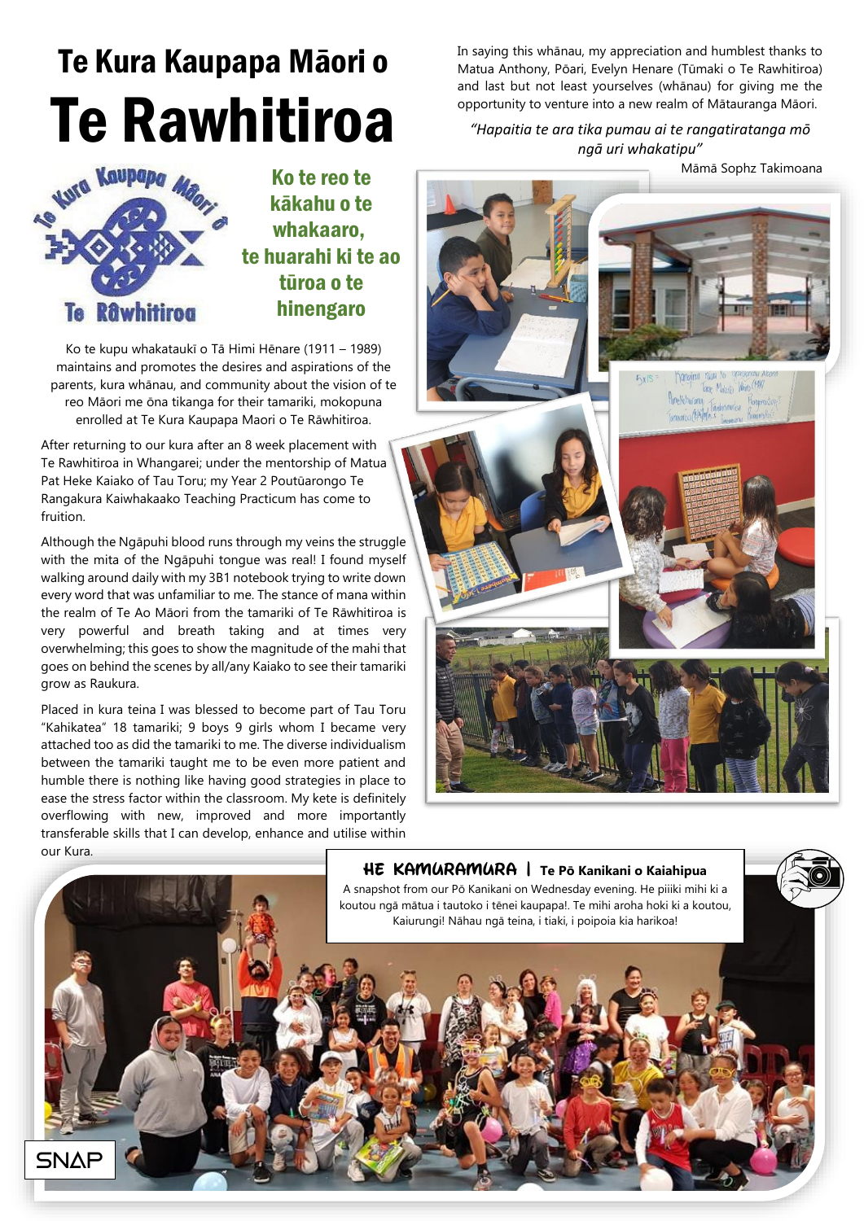# Te Kura Kaupapa Māori o Te Rawhitiroa

## Ko te reo te kākahu o te whakaaro, te huarahi ki te ao tūroa o te hinengaro

Ko te kupu whakataukī o Tā Himi Hēnare (1911 – 1989) maintains and promotes the desires and aspirations of the parents, kura whānau, and community about the vision of te reo Māori me ōna tikanga for their tamariki, mokopuna enrolled at Te Kura Kaupapa Maori o Te Rāwhitiroa.

After returning to our kura after an 8 week placement with Te Rawhitiroa in Whangarei; under the mentorship of Matua Pat Heke Kaiako of Tau Toru; my Year 2 Poutūarongo Te Rangakura Kaiwhakaako Teaching Practicum has come to fruition.

Although the Ngāpuhi blood runs through my veins the struggle with the mita of the Ngāpuhi tongue was real! I found myself walking around daily with my 3B1 notebook trying to write down every word that was unfamiliar to me. The stance of mana within the realm of Te Ao Māori from the tamariki of Te Rāwhitiroa is very powerful and breath taking and at times very overwhelming; this goes to show the magnitude of the mahi that goes on behind the scenes by all/any Kaiako to see their tamariki grow as Raukura.

Placed in kura teina I was blessed to become part of Tau Toru "Kahikatea" 18 tamariki; 9 boys 9 girls whom I became very attached too as did the tamariki to me. The diverse individualism between the tamariki taught me to be even more patient and humble there is nothing like having good strategies in place to ease the stress factor within the classroom. My kete is definitely overflowing with new, improved and more importantly transferable skills that I can develop, enhance and utilise within our Kura.

In saying this whānau, my appreciation and humblest thanks to Matua Anthony, Pōari, Evelyn Henare (Tūmaki o Te Rawhitiroa) and last but not least yourselves (whānau) for giving me the opportunity to venture into a new realm of Mātauranga Māori.

*"Hapaitia te ara tika pumau ai te rangatiratanga mō ngā uri whakatipu"*

Māmā Sophz Takimoana

## HE KAMURAMURA | Te Pō Kanikani o Kaiahipua

A snapshot from our Pō Kanikani on Wednesday evening. He piiiki mihi ki a koutou ngā mātua i tautoko i tēnei kaupapa!. Te mihi aroha hoki ki a koutou, Kaiurungi! Nāhau ngā teina, i tiaki, i poipoia kia harikoa!

SNAP